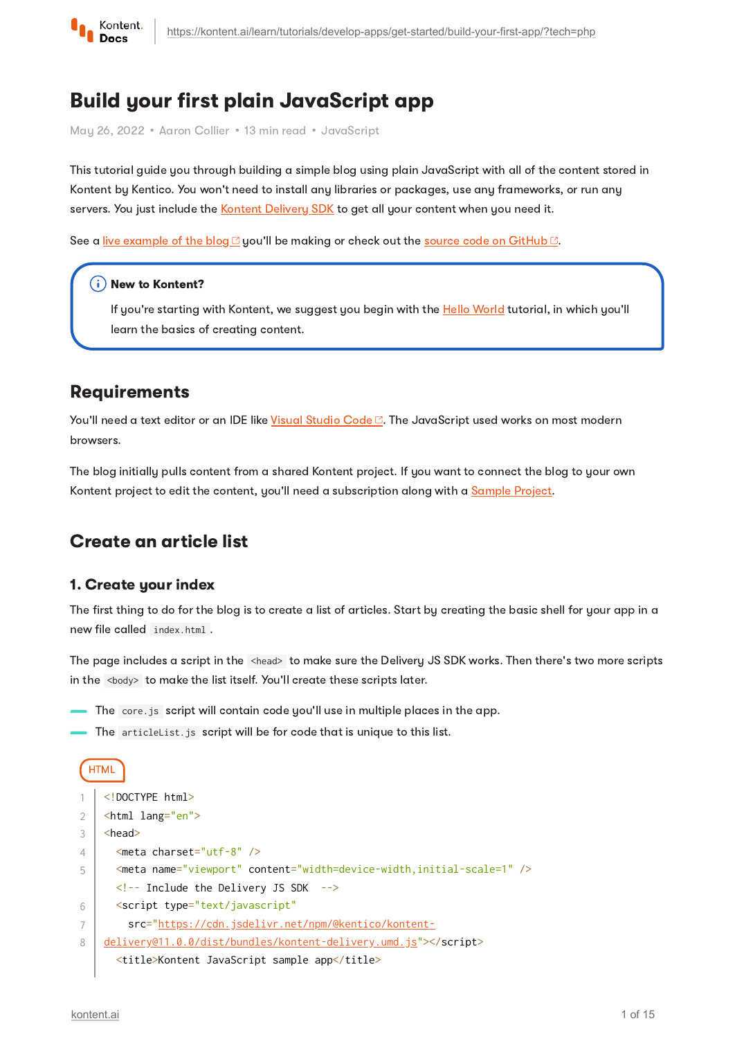# Build your first plain JavaScript app

May 26, 2022 • Aaron Collier • 13 min read • JavaScript

This tutorial guide you through building a simple blog using plain JavaScript with all of the content stored in Kontent by Kentico. You won't need to install any libraries or packages, use any frameworks, or run any servers. You just include the Kontent Delivery SDK to get all your content when you need it.

See a live example of the blog you'll be making or check out the source code on GitHub.

> **New to Kontent?**
>
> If you're starting with Kontent, we suggest you begin with the Hello World tutorial, in which you'll learn the basics of creating content.

## Requirements

You'll need a text editor or an IDE like Visual Studio Code. The JavaScript used works on most modern browsers.

The blog initially pulls content from a shared Kontent project. If you want to connect the blog to your own Kontent project to edit the content, you'll need a subscription along with a Sample Project.

## Create an article list

### 1. Create your index

The first thing to do for the blog is to create a list of articles. Start by creating the basic shell for your app in a new file called `index.html`.

The page includes a script in the `<head>` to make sure the Delivery JS SDK works. Then there's two more scripts in the `<body>` to make the list itself. You'll create these scripts later.

- The `core.js` script will contain code you'll use in multiple places in the app.
- The `articleList.js` script will be for code that is unique to this list.

HTML

```html
<!DOCTYPE html>
<html lang="en">
<head>
  <meta charset="utf-8" />
  <meta name="viewport" content="width=device-width,initial-scale=1" />
  <!-- Include the Delivery JS SDK  -->
  <script type="text/javascript"
    src="https://cdn.jsdelivr.net/npm/@kentico/kontent-delivery@11.0.0/dist/bundles/kontent-delivery.umd.js"></script>
  <title>Kontent JavaScript sample app</title>
```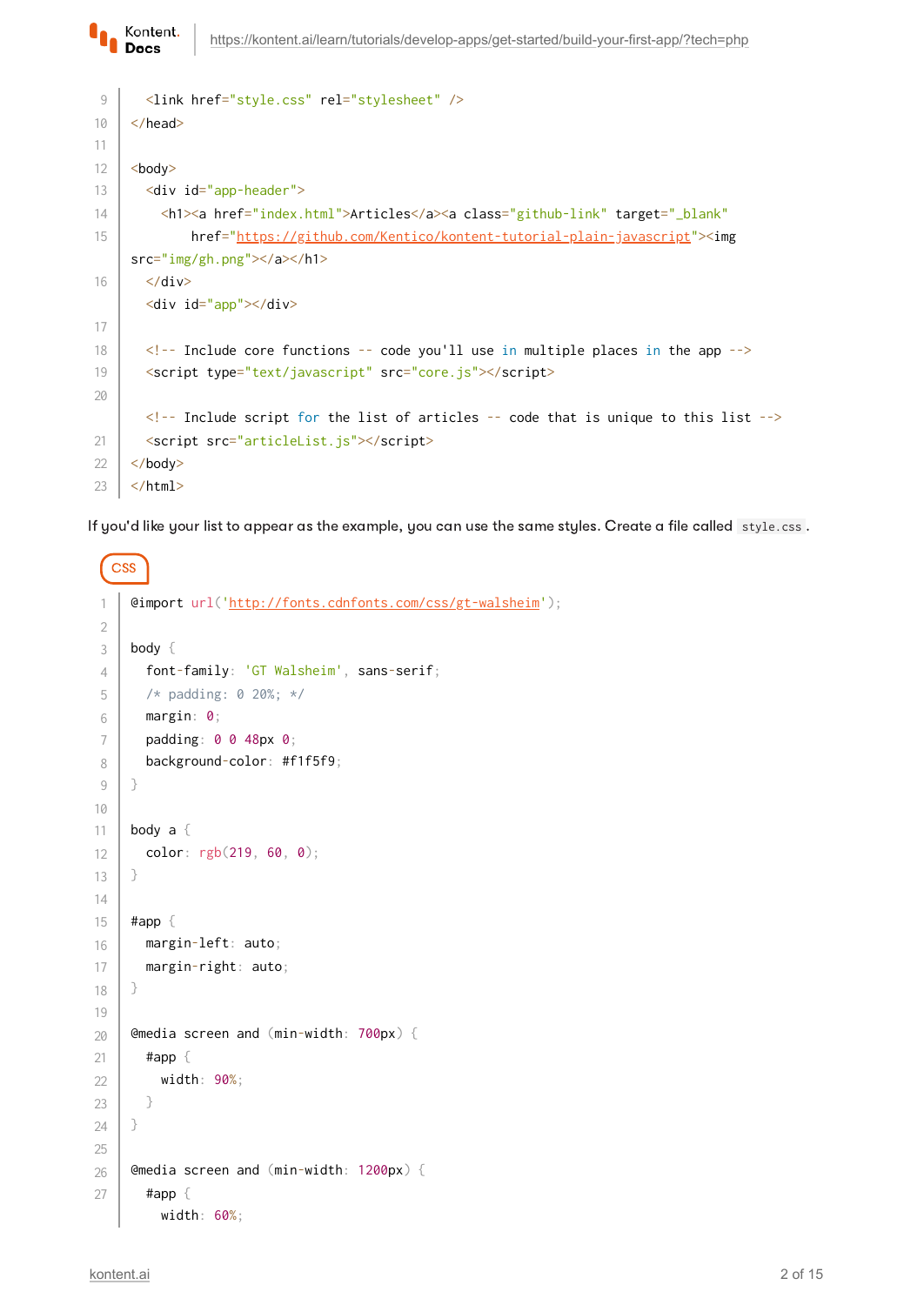```html
  <link href="style.css" rel="stylesheet" />
</head>

<body>
  <div id="app-header">
    <h1><a href="index.html">Articles</a><a class="github-link" target="_blank"
        href="https://github.com/Kentico/kontent-tutorial-plain-javascript"><img
src="img/gh.png"></a></h1>
  </div>
  <div id="app"></div>

  <!-- Include core functions -- code you'll use in multiple places in the app -->
  <script type="text/javascript" src="core.js"></script>

  <!-- Include script for the list of articles -- code that is unique to this list -->
  <script src="articleList.js"></script>
</body>
</html>
```

If you'd like your list to appear as the example, you can use the same styles. Create a file called `style.css`.

CSS

```css
@import url('http://fonts.cdnfonts.com/css/gt-walsheim');

body {
  font-family: 'GT Walsheim', sans-serif;
  /* padding: 0 20%; */
  margin: 0;
  padding: 0 0 48px 0;
  background-color: #f1f5f9;
}

body a {
  color: rgb(219, 60, 0);
}

#app {
  margin-left: auto;
  margin-right: auto;
}

@media screen and (min-width: 700px) {
  #app {
    width: 90%;
  }
}

@media screen and (min-width: 1200px) {
  #app {
    width: 60%;
```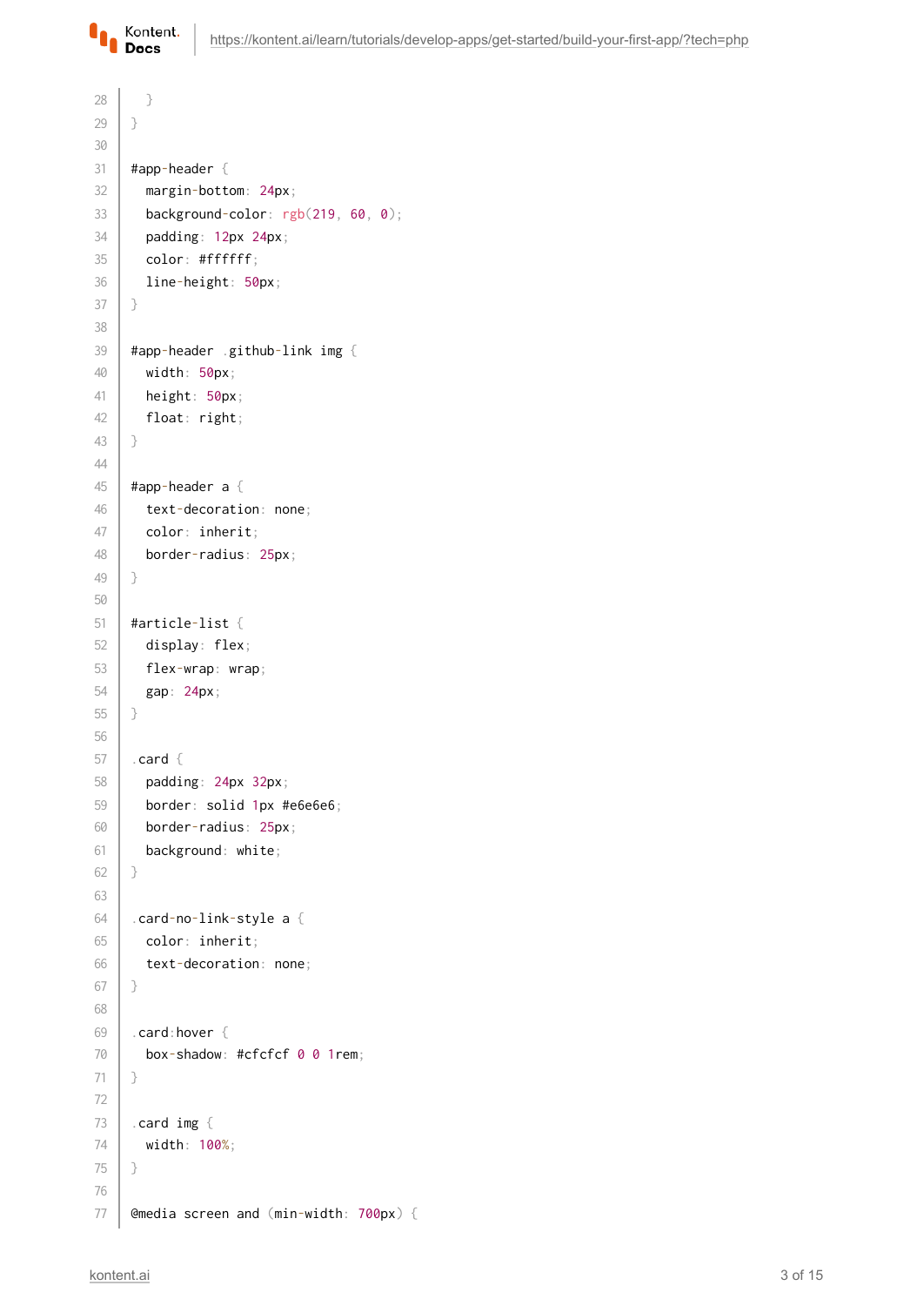```
  }
}

#app-header {
  margin-bottom: 24px;
  background-color: rgb(219, 60, 0);
  padding: 12px 24px;
  color: #ffffff;
  line-height: 50px;
}

#app-header .github-link img {
  width: 50px;
  height: 50px;
  float: right;
}

#app-header a {
  text-decoration: none;
  color: inherit;
  border-radius: 25px;
}

#article-list {
  display: flex;
  flex-wrap: wrap;
  gap: 24px;
}

.card {
  padding: 24px 32px;
  border: solid 1px #e6e6e6;
  border-radius: 25px;
  background: white;
}

.card-no-link-style a {
  color: inherit;
  text-decoration: none;
}

.card:hover {
  box-shadow: #cfcfcf 0 0 1rem;
}

.card img {
  width: 100%;
}

@media screen and (min-width: 700px) {
```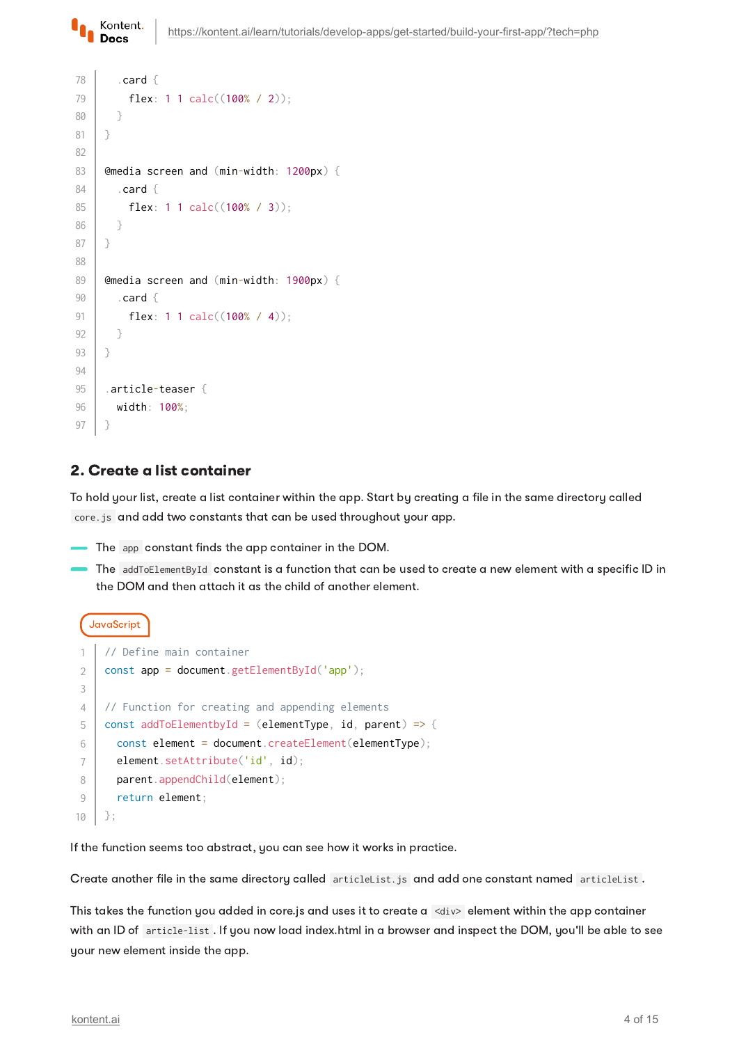```
  .card {
    flex: 1 1 calc((100% / 2));
  }
}

@media screen and (min-width: 1200px) {
  .card {
    flex: 1 1 calc((100% / 3));
  }
}

@media screen and (min-width: 1900px) {
  .card {
    flex: 1 1 calc((100% / 4));
  }
}

.article-teaser {
  width: 100%;
}
```

## 2. Create a list container

To hold your list, create a list container within the app. Start by creating a file in the same directory called `core.js` and add two constants that can be used throughout your app.

- The `app` constant finds the app container in the DOM.
- The `addToElementById` constant is a function that can be used to create a new element with a specific ID in the DOM and then attach it as the child of another element.

JavaScript

```javascript
// Define main container
const app = document.getElementById('app');

// Function for creating and appending elements
const addToElementbyId = (elementType, id, parent) => {
  const element = document.createElement(elementType);
  element.setAttribute('id', id);
  parent.appendChild(element);
  return element;
};
```

If the function seems too abstract, you can see how it works in practice.

Create another file in the same directory called `articleList.js` and add one constant named `articleList`.

This takes the function you added in core.js and uses it to create a `<div>` element within the app container with an ID of `article-list`. If you now load index.html in a browser and inspect the DOM, you'll be able to see your new element inside the app.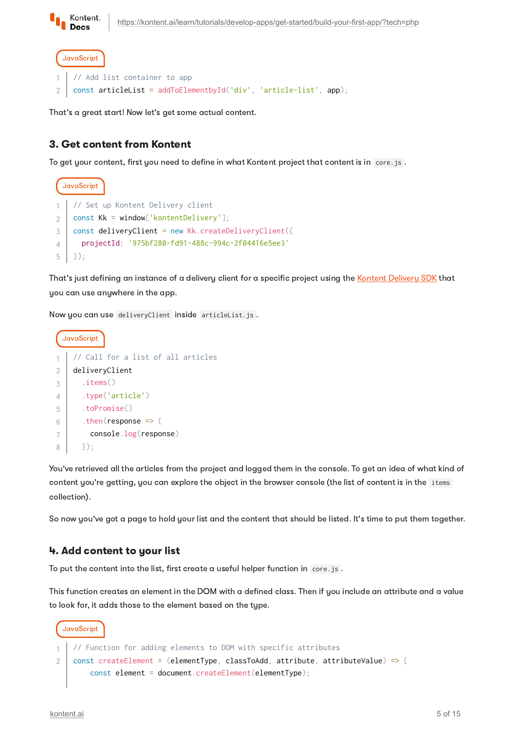JavaScript

```javascript
// Add list container to app
const articleList = addToElementbyId('div', 'article-list', app);
```

That's a great start! Now let's get some actual content.

## 3. Get content from Kontent

To get your content, first you need to define in what Kontent project that content is in `core.js`.

JavaScript

```javascript
// Set up Kontent Delivery client
const Kk = window['kontentDelivery'];
const deliveryClient = new Kk.createDeliveryClient({
  projectId: '975bf280-fd91-488c-994c-2f04416e5ee3'
});
```

That's just defining an instance of a delivery client for a specific project using the Kontent Delivery SDK that you can use anywhere in the app.

Now you can use `deliveryClient` inside `articleList.js`.

JavaScript

```javascript
// Call for a list of all articles
deliveryClient
  .items()
  .type('article')
  .toPromise()
  .then(response => {
    console.log(response)
  });
```

You've retrieved all the articles from the project and logged them in the console. To get an idea of what kind of content you're getting, you can explore the object in the browser console (the list of content is in the `items` collection).

So now you've got a page to hold your list and the content that should be listed. It's time to put them together.

## 4. Add content to your list

To put the content into the list, first create a useful helper function in `core.js`.

This function creates an element in the DOM with a defined class. Then if you include an attribute and a value to look for, it adds those to the element based on the type.

JavaScript

```javascript
// Function for adding elements to DOM with specific attributes
const createElement = (elementType, classToAdd, attribute, attributeValue) => {
    const element = document.createElement(elementType);
```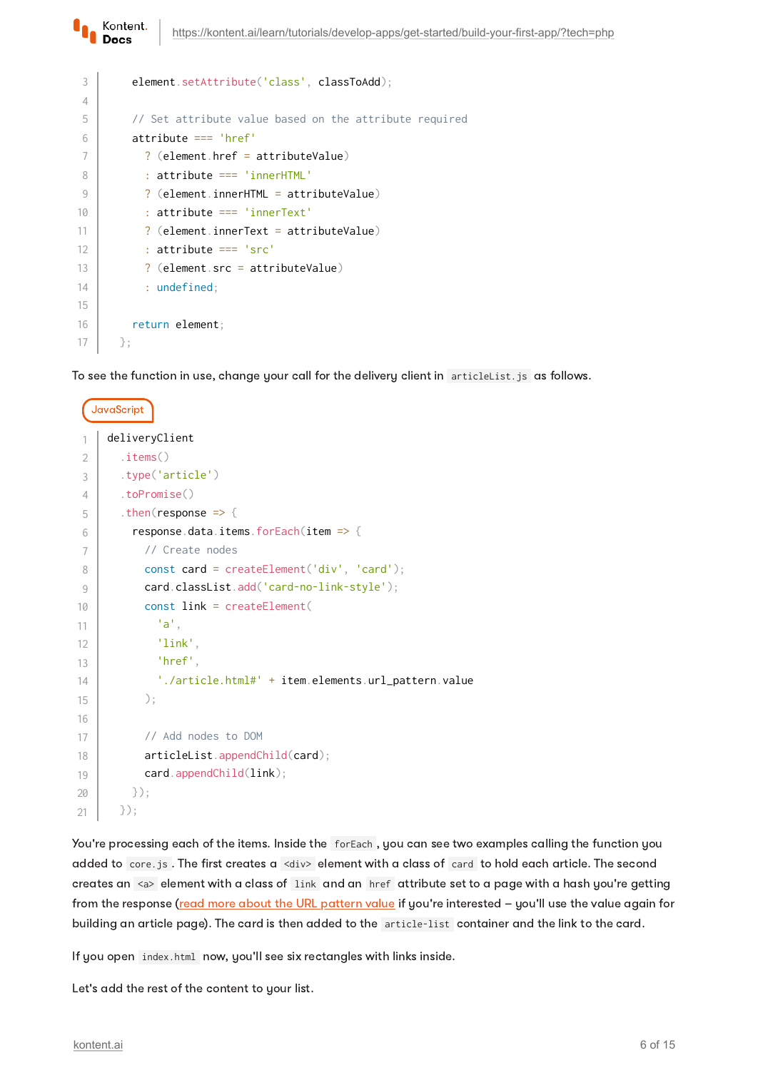```
    element.setAttribute('class', classToAdd);

    // Set attribute value based on the attribute required
    attribute === 'href'
      ? (element.href = attributeValue)
      : attribute === 'innerHTML'
      ? (element.innerHTML = attributeValue)
      : attribute === 'innerText'
      ? (element.innerText = attributeValue)
      : attribute === 'src'
      ? (element.src = attributeValue)
      : undefined;

    return element;
  };
```

To see the function in use, change your call for the delivery client in `articleList.js` as follows.

JavaScript

```javascript
deliveryClient
  .items()
  .type('article')
  .toPromise()
  .then(response => {
    response.data.items.forEach(item => {
      // Create nodes
      const card = createElement('div', 'card');
      card.classList.add('card-no-link-style');
      const link = createElement(
        'a',
        'link',
        'href',
        './article.html#' + item.elements.url_pattern.value
      );

      // Add nodes to DOM
      articleList.appendChild(card);
      card.appendChild(link);
    });
  });
```

You're processing each of the items. Inside the `forEach`, you can see two examples calling the function you added to `core.js`. The first creates a `<div>` element with a class of `card` to hold each article. The second creates an `<a>` element with a class of `link` and an `href` attribute set to a page with a hash you're getting from the response (read more about the URL pattern value if you're interested – you'll use the value again for building an article page). The card is then added to the `article-list` container and the link to the card.

If you open `index.html` now, you'll see six rectangles with links inside.

Let's add the rest of the content to your list.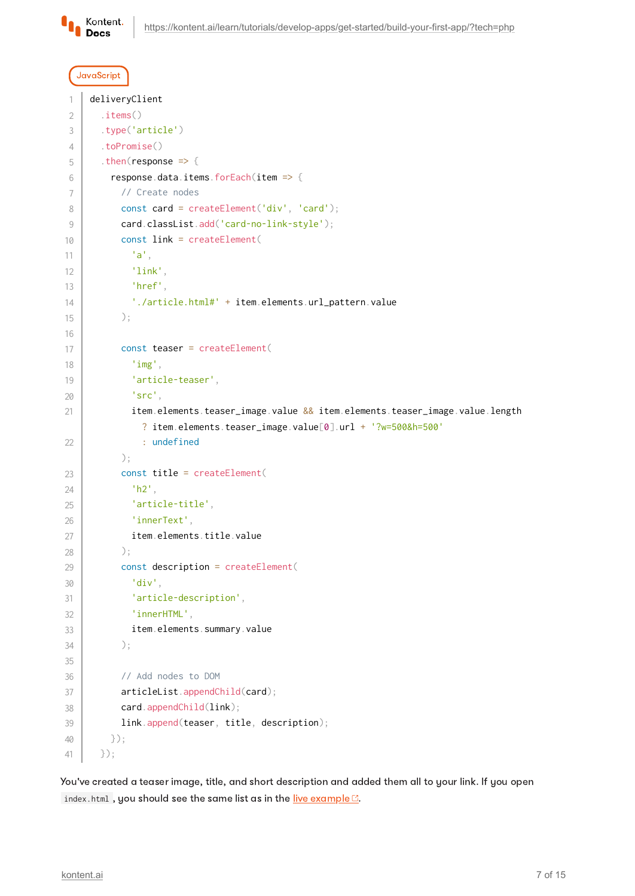JavaScript

```javascript
deliveryClient
  .items()
  .type('article')
  .toPromise()
  .then(response => {
    response.data.items.forEach(item => {
      // Create nodes
      const card = createElement('div', 'card');
      card.classList.add('card-no-link-style');
      const link = createElement(
        'a',
        'link',
        'href',
        './article.html#' + item.elements.url_pattern.value
      );

      const teaser = createElement(
        'img',
        'article-teaser',
        'src',
        item.elements.teaser_image.value && item.elements.teaser_image.value.length
          ? item.elements.teaser_image.value[0].url + '?w=500&h=500'
          : undefined
      );
      const title = createElement(
        'h2',
        'article-title',
        'innerText',
        item.elements.title.value
      );
      const description = createElement(
        'div',
        'article-description',
        'innerHTML',
        item.elements.summary.value
      );

      // Add nodes to DOM
      articleList.appendChild(card);
      card.appendChild(link);
      link.append(teaser, title, description);
    });
  });
```

You've created a teaser image, title, and short description and added them all to your link. If you open `index.html`, you should see the same list as in the live example.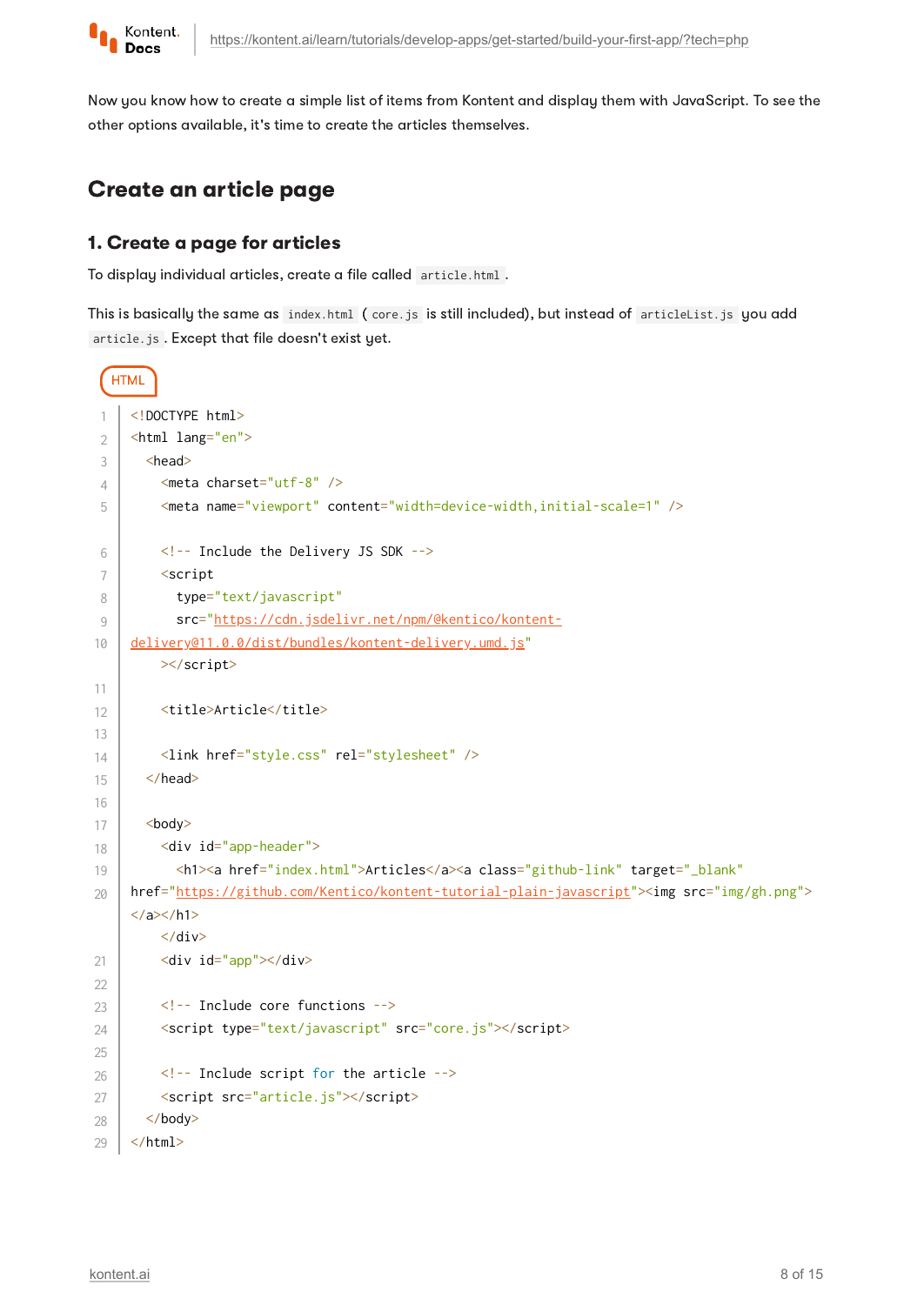Now you know how to create a simple list of items from Kontent and display them with JavaScript. To see the other options available, it's time to create the articles themselves.

## Create an article page

### 1. Create a page for articles

To display individual articles, create a file called `article.html`.

This is basically the same as `index.html` (`core.js` is still included), but instead of `articleList.js` you add `article.js`. Except that file doesn't exist yet.

HTML

```html
<!DOCTYPE html>
<html lang="en">
  <head>
    <meta charset="utf-8" />
    <meta name="viewport" content="width=device-width,initial-scale=1" />

    <!-- Include the Delivery JS SDK -->
    <script
      type="text/javascript"
      src="https://cdn.jsdelivr.net/npm/@kentico/kontent-delivery@11.0.0/dist/bundles/kontent-delivery.umd.js"
    ></script>

    <title>Article</title>

    <link href="style.css" rel="stylesheet" />
  </head>

  <body>
    <div id="app-header">
      <h1><a href="index.html">Articles</a><a class="github-link" target="_blank" href="https://github.com/Kentico/kontent-tutorial-plain-javascript"><img src="img/gh.png"></a></h1>
    </div>
    <div id="app"></div>

    <!-- Include core functions -->
    <script type="text/javascript" src="core.js"></script>

    <!-- Include script for the article -->
    <script src="article.js"></script>
  </body>
</html>
```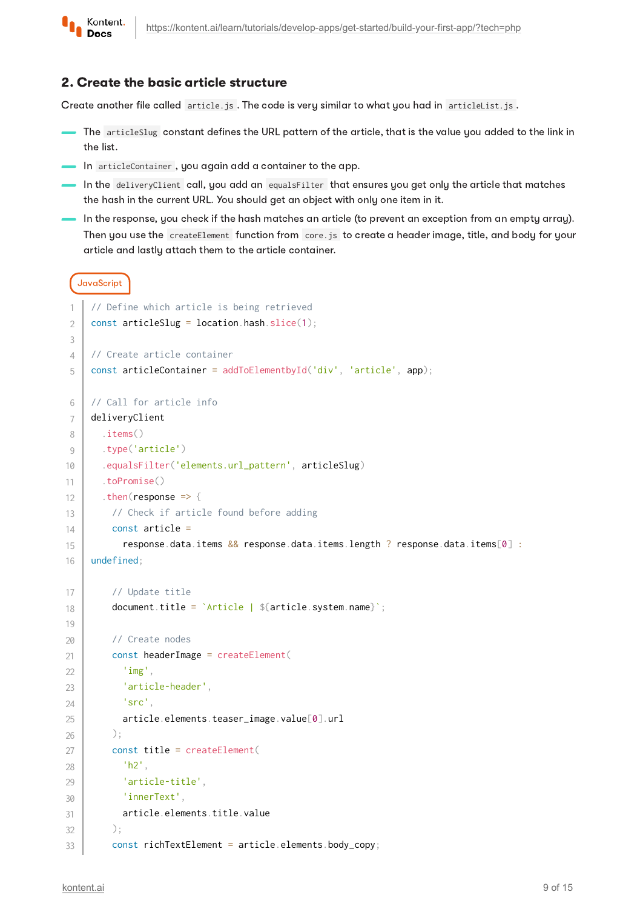## 2. Create the basic article structure

Create another file called `article.js`. The code is very similar to what you had in `articleList.js`.

- The `articleSlug` constant defines the URL pattern of the article, that is the value you added to the link in the list.
- In `articleContainer`, you again add a container to the app.
- In the `deliveryClient` call, you add an `equalsFilter` that ensures you get only the article that matches the hash in the current URL. You should get an object with only one item in it.
- In the response, you check if the hash matches an article (to prevent an exception from an empty array). Then you use the `createElement` function from `core.js` to create a header image, title, and body for your article and lastly attach them to the article container.

JavaScript

```javascript
// Define which article is being retrieved
const articleSlug = location.hash.slice(1);

// Create article container
const articleContainer = addToElementbyId('div', 'article', app);

// Call for article info
deliveryClient
  .items()
  .type('article')
  .equalsFilter('elements.url_pattern', articleSlug)
  .toPromise()
  .then(response => {
    // Check if article found before adding
    const article =
      response.data.items && response.data.items.length ? response.data.items[0] :
undefined;

    // Update title
    document.title = `Article | ${article.system.name}`;

    // Create nodes
    const headerImage = createElement(
      'img',
      'article-header',
      'src',
      article.elements.teaser_image.value[0].url
    );
    const title = createElement(
      'h2',
      'article-title',
      'innerText',
      article.elements.title.value
    );
    const richTextElement = article.elements.body_copy;
```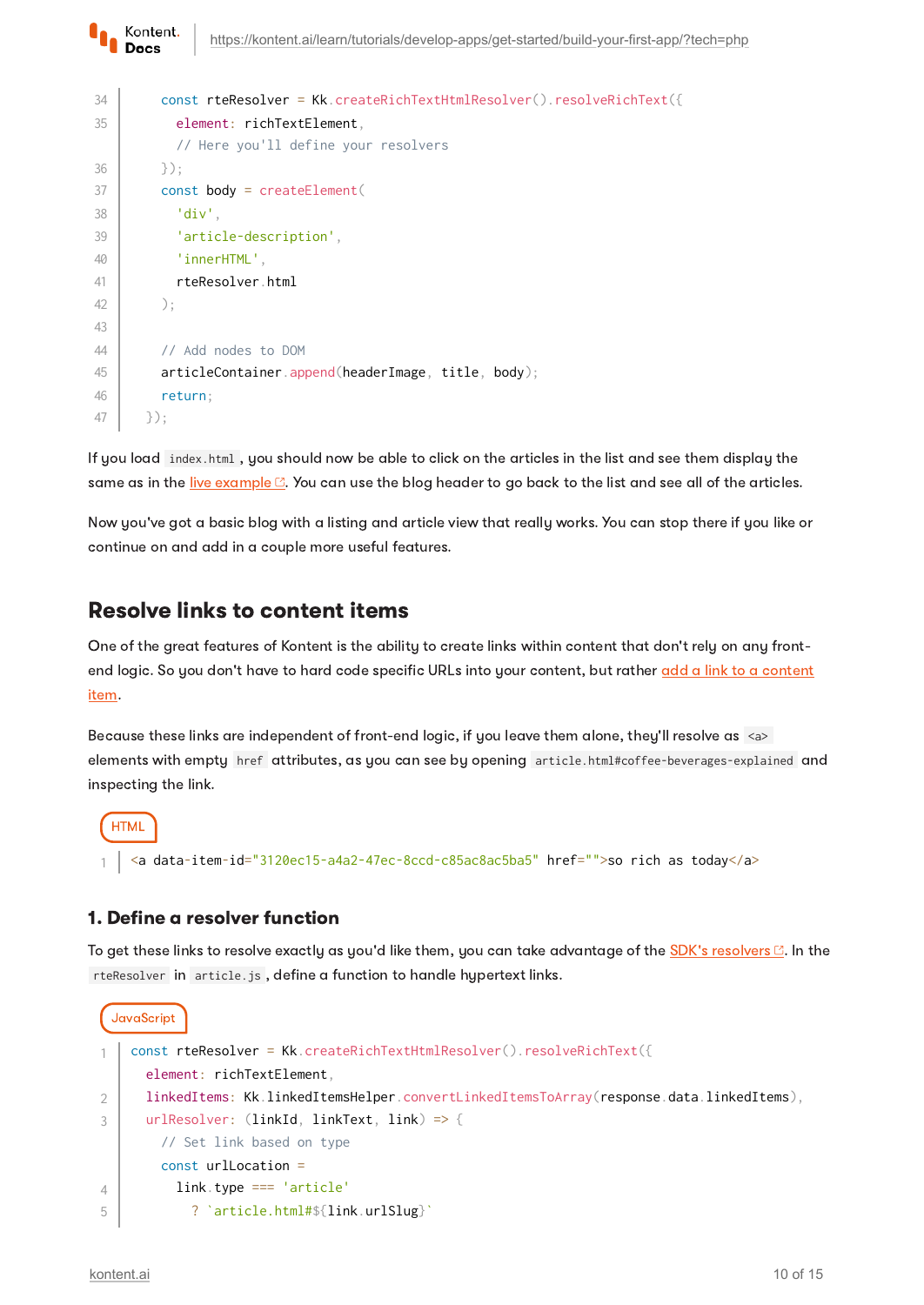```javascript
    const rteResolver = Kk.createRichTextHtmlResolver().resolveRichText({
      element: richTextElement,
      // Here you'll define your resolvers
    });
    const body = createElement(
      'div',
      'article-description',
      'innerHTML',
      rteResolver.html
    );

    // Add nodes to DOM
    articleContainer.append(headerImage, title, body);
    return;
  });
```

If you load `index.html`, you should now be able to click on the articles in the list and see them display the same as in the live example. You can use the blog header to go back to the list and see all of the articles.

Now you've got a basic blog with a listing and article view that really works. You can stop there if you like or continue on and add in a couple more useful features.

## Resolve links to content items

One of the great features of Kontent is the ability to create links within content that don't rely on any front-end logic. So you don't have to hard code specific URLs into your content, but rather add a link to a content item.

Because these links are independent of front-end logic, if you leave them alone, they'll resolve as `<a>` elements with empty `href` attributes, as you can see by opening `article.html#coffee-beverages-explained` and inspecting the link.

HTML

```html
<a data-item-id="3120ec15-a4a2-47ec-8ccd-c85ac8ac5ba5" href="">so rich as today</a>
```

### 1. Define a resolver function

To get these links to resolve exactly as you'd like them, you can take advantage of the SDK's resolvers. In the `rteResolver` in `article.js`, define a function to handle hypertext links.

JavaScript

```javascript
const rteResolver = Kk.createRichTextHtmlResolver().resolveRichText({
  element: richTextElement,
  linkedItems: Kk.linkedItemsHelper.convertLinkedItemsToArray(response.data.linkedItems),
  urlResolver: (linkId, linkText, link) => {
    // Set link based on type
    const urlLocation =
      link.type === 'article'
        ? `article.html#${link.urlSlug}`
```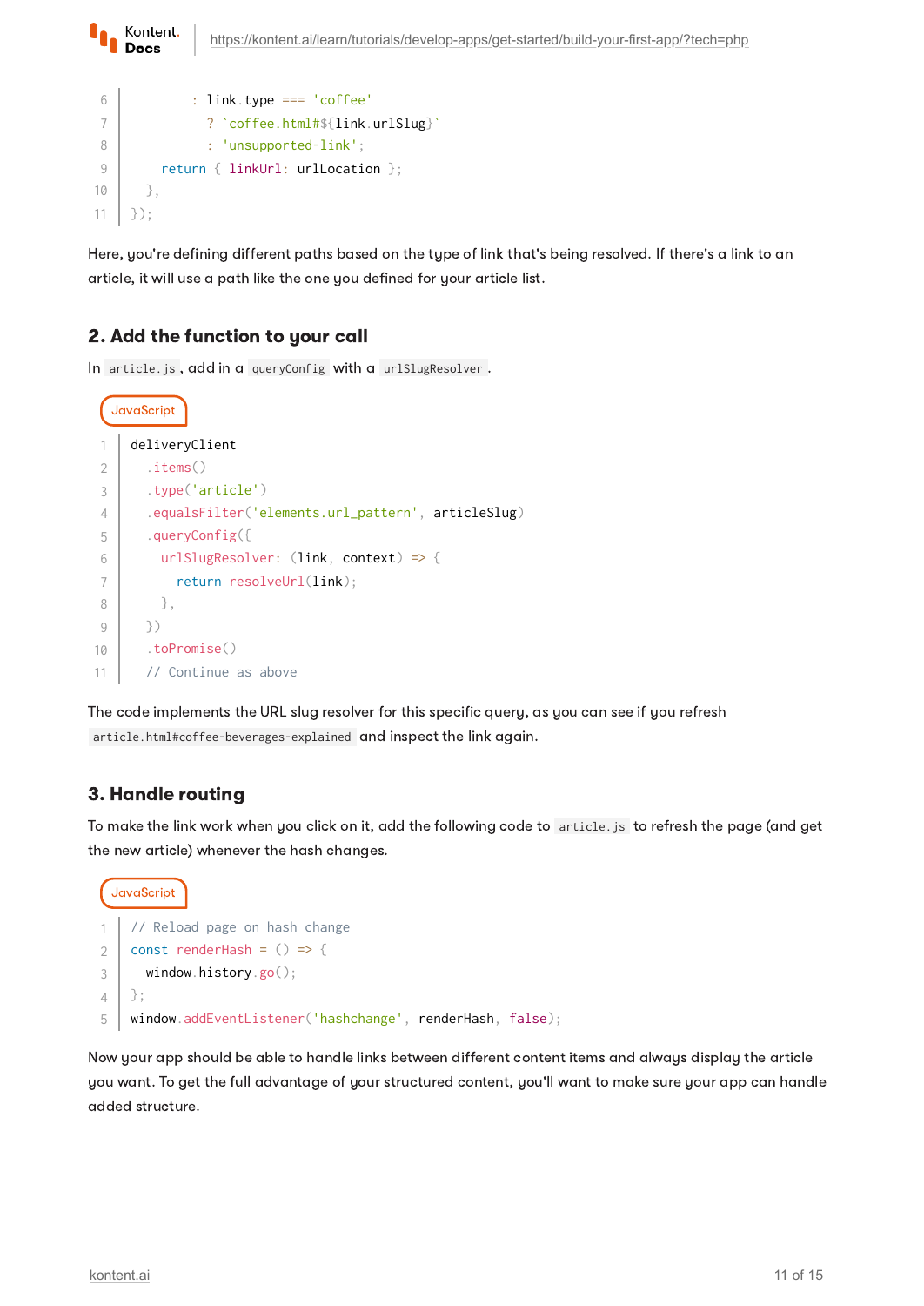```javascript
        : link.type === 'coffee'
          ? `coffee.html#${link.urlSlug}`
          : 'unsupported-link';
      return { linkUrl: urlLocation };
    },
});
```

Here, you're defining different paths based on the type of link that's being resolved. If there's a link to an article, it will use a path like the one you defined for your article list.

## 2. Add the function to your call

In `article.js`, add in a `queryConfig` with a `urlSlugResolver`.

JavaScript

```javascript
deliveryClient
  .items()
  .type('article')
  .equalsFilter('elements.url_pattern', articleSlug)
  .queryConfig({
    urlSlugResolver: (link, context) => {
      return resolveUrl(link);
    },
  })
  .toPromise()
  // Continue as above
```

The code implements the URL slug resolver for this specific query, as you can see if you refresh `article.html#coffee-beverages-explained` and inspect the link again.

## 3. Handle routing

To make the link work when you click on it, add the following code to `article.js` to refresh the page (and get the new article) whenever the hash changes.

JavaScript

```javascript
// Reload page on hash change
const renderHash = () => {
  window.history.go();
};
window.addEventListener('hashchange', renderHash, false);
```

Now your app should be able to handle links between different content items and always display the article you want. To get the full advantage of your structured content, you'll want to make sure your app can handle added structure.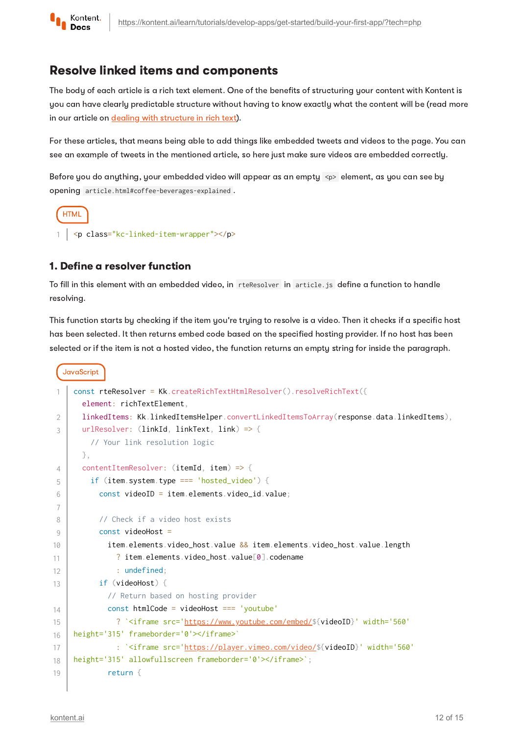## Resolve linked items and components

The body of each article is a rich text element. One of the benefits of structuring your content with Kontent is you can have clearly predictable structure without having to know exactly what the content will be (read more in our article on [dealing with structure in rich text](#)).

For these articles, that means being able to add things like embedded tweets and videos to the page. You can see an example of tweets in the mentioned article, so here just make sure videos are embedded correctly.

Before you do anything, your embedded video will appear as an empty `<p>` element, as you can see by opening `article.html#coffee-beverages-explained`.

HTML

```html
<p class="kc-linked-item-wrapper"></p>
```

### 1. Define a resolver function

To fill in this element with an embedded video, in `rteResolver` in `article.js` define a function to handle resolving.

This function starts by checking if the item you're trying to resolve is a video. Then it checks if a specific host has been selected. It then returns embed code based on the specified hosting provider. If no host has been selected or if the item is not a hosted video, the function returns an empty string for inside the paragraph.

JavaScript

```javascript
const rteResolver = Kk.createRichTextHtmlResolver().resolveRichText({
  element: richTextElement,
  linkedItems: Kk.linkedItemsHelper.convertLinkedItemsToArray(response.data.linkedItems),
  urlResolver: (linkId, linkText, link) => {
    // Your link resolution logic
  },
  contentItemResolver: (itemId, item) => {
    if (item.system.type === 'hosted_video') {
      const videoID = item.elements.video_id.value;

      // Check if a video host exists
      const videoHost =
        item.elements.video_host.value && item.elements.video_host.value.length
          ? item.elements.video_host.value[0].codename
          : undefined;
      if (videoHost) {
        // Return based on hosting provider
        const htmlCode = videoHost === 'youtube'
          ? `<iframe src='https://www.youtube.com/embed/${videoID}' width='560'
height='315' frameborder='0'></iframe>`
          : `<iframe src='https://player.vimeo.com/video/${videoID}' width='560'
height='315' allowfullscreen frameborder='0'></iframe>`;
        return {
```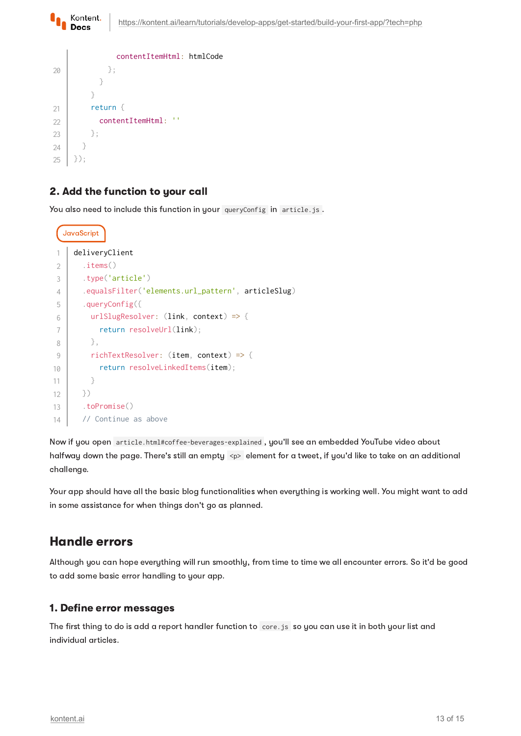```
            contentItemHtml: htmlCode
          };
        }
      }
      return {
        contentItemHtml: ''
      };
    }
  });
```

### 2. Add the function to your call

You also need to include this function in your `queryConfig` in `article.js`.

JavaScript

```javascript
deliveryClient
  .items()
  .type('article')
  .equalsFilter('elements.url_pattern', articleSlug)
  .queryConfig({
    urlSlugResolver: (link, context) => {
      return resolveUrl(link);
    },
    richTextResolver: (item, context) => {
      return resolveLinkedItems(item);
    }
  })
  .toPromise()
  // Continue as above
```

Now if you open `article.html#coffee-beverages-explained`, you'll see an embedded YouTube video about halfway down the page. There's still an empty `<p>` element for a tweet, if you'd like to take on an additional challenge.

Your app should have all the basic blog functionalities when everything is working well. You might want to add in some assistance for when things don't go as planned.

## Handle errors

Although you can hope everything will run smoothly, from time to time we all encounter errors. So it'd be good to add some basic error handling to your app.

### 1. Define error messages

The first thing to do is add a report handler function to `core.js` so you can use it in both your list and individual articles.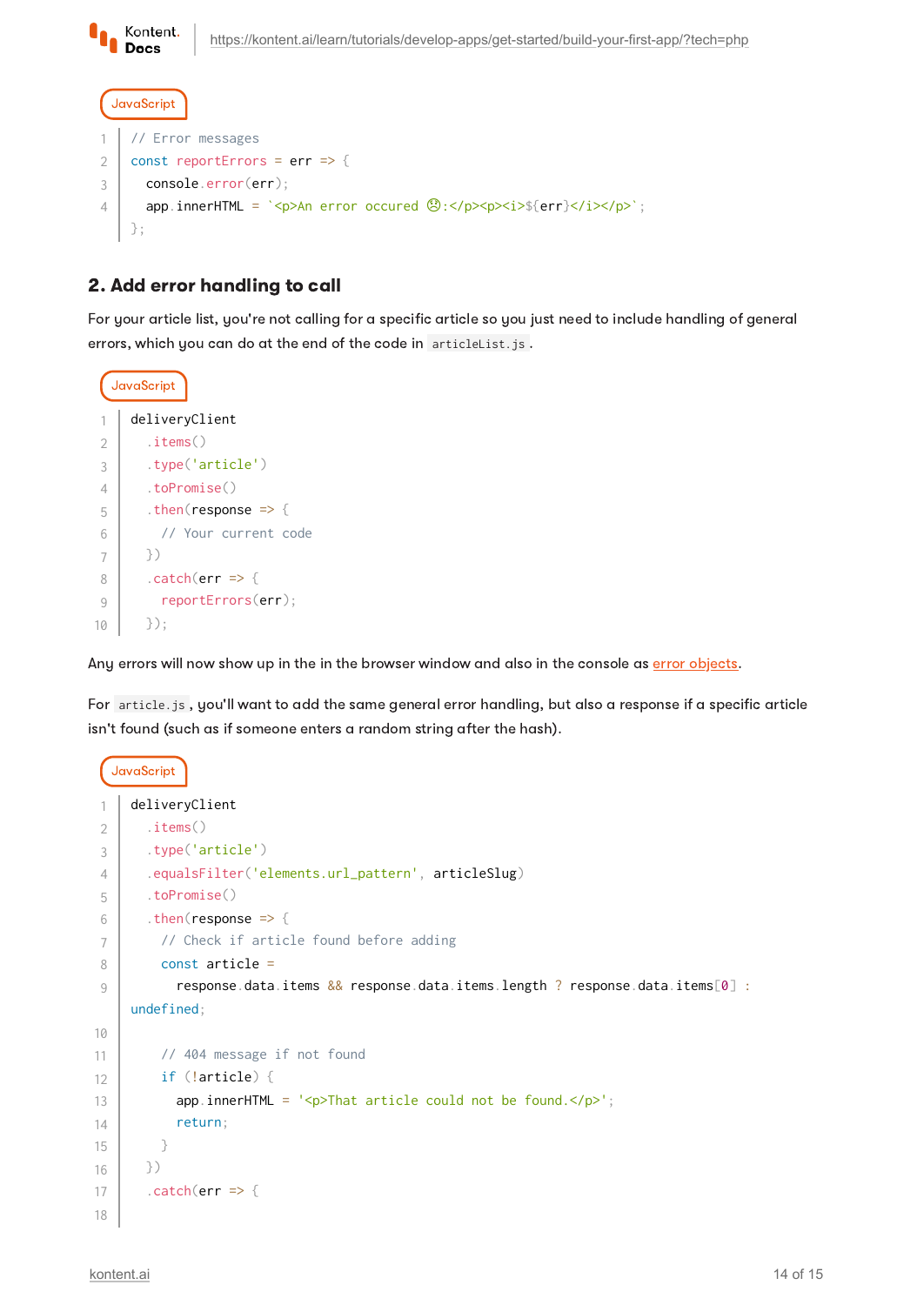JavaScript

```javascript
// Error messages
const reportErrors = err => {
  console.error(err);
  app.innerHTML = `<p>An error occured 😞:</p><p><i>${err}</i></p>`;
};
```

## 2. Add error handling to call

For your article list, you're not calling for a specific article so you just need to include handling of general errors, which you can do at the end of the code in `articleList.js`.

JavaScript

```javascript
deliveryClient
  .items()
  .type('article')
  .toPromise()
  .then(response => {
    // Your current code
  })
  .catch(err => {
    reportErrors(err);
  });
```

Any errors will now show up in the in the browser window and also in the console as error objects.

For `article.js`, you'll want to add the same general error handling, but also a response if a specific article isn't found (such as if someone enters a random string after the hash).

JavaScript

```javascript
deliveryClient
  .items()
  .type('article')
  .equalsFilter('elements.url_pattern', articleSlug)
  .toPromise()
  .then(response => {
    // Check if article found before adding
    const article =
      response.data.items && response.data.items.length ? response.data.items[0] : undefined;

    // 404 message if not found
    if (!article) {
      app.innerHTML = '<p>That article could not be found.</p>';
      return;
    }
  })
  .catch(err => {

```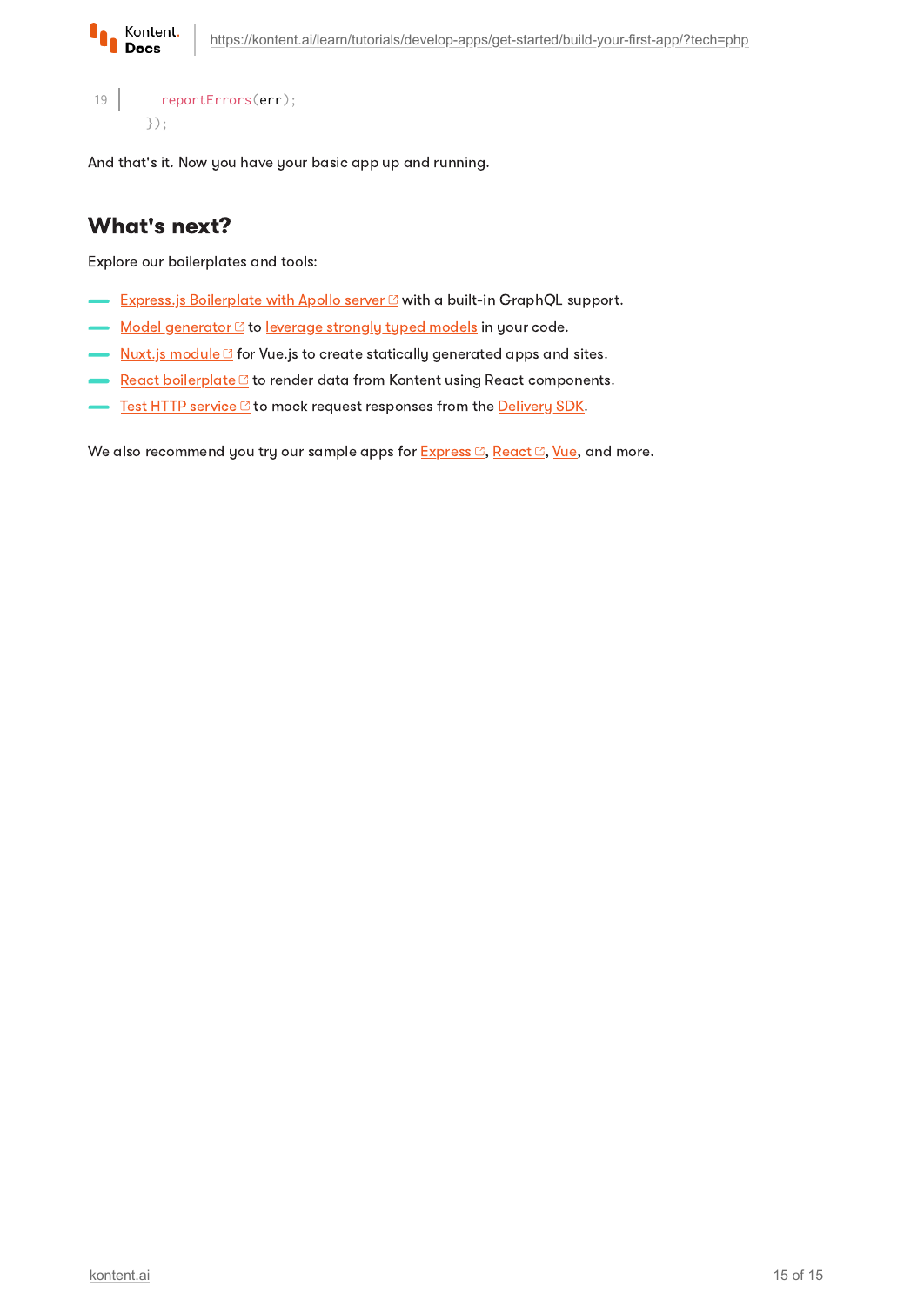```
19      reportErrors(err);
    });
```

And that's it. Now you have your basic app up and running.

## What's next?

Explore our boilerplates and tools:

- Express.js Boilerplate with Apollo server with a built-in GraphQL support.
- Model generator to leverage strongly typed models in your code.
- Nuxt.js module for Vue.js to create statically generated apps and sites.
- React boilerplate to render data from Kontent using React components.
- Test HTTP service to mock request responses from the Delivery SDK.

We also recommend you try our sample apps for Express, React, Vue, and more.